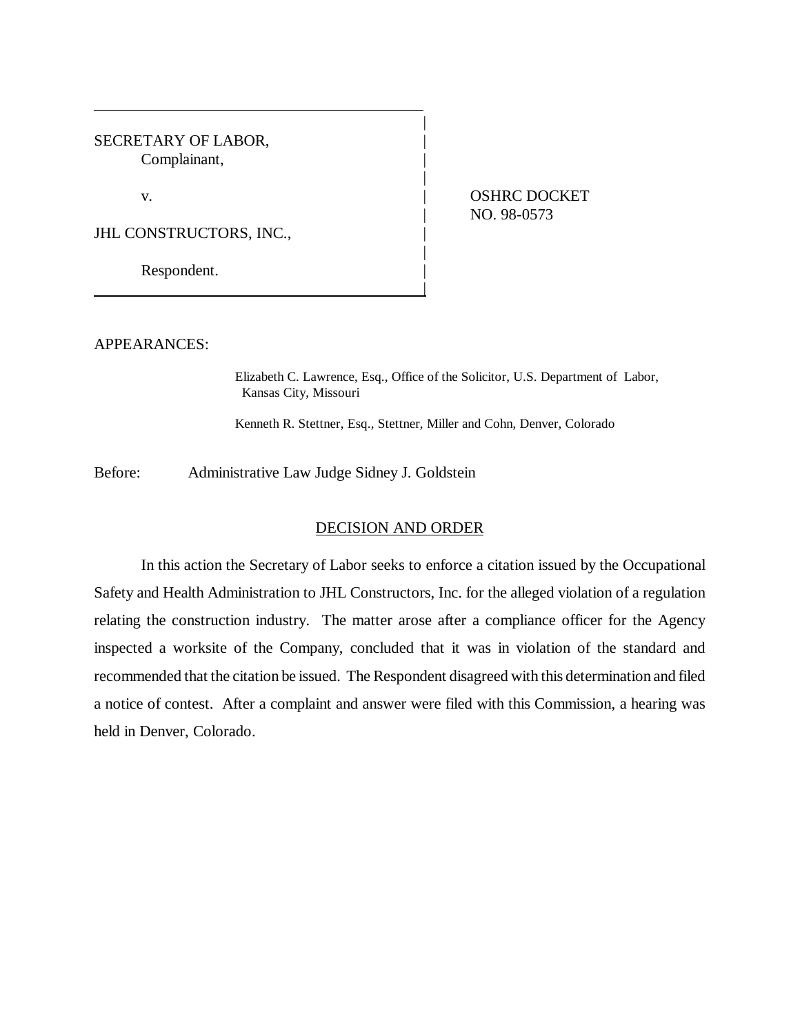| | |
|---|---|
| SECRETARY OF LABOR,<br>Complainant,<br><br>v.<br><br>JHL CONSTRUCTORS, INC.,<br><br>Respondent. | OSHRC DOCKET<br>NO. 98-0573 |

APPEARANCES:

Elizabeth C. Lawrence, Esq., Office of the Solicitor, U.S. Department of Labor, Kansas City, Missouri

Kenneth R. Stettner, Esq., Stettner, Miller and Cohn, Denver, Colorado

Before: Administrative Law Judge Sidney J. Goldstein

## DECISION AND ORDER

In this action the Secretary of Labor seeks to enforce a citation issued by the Occupational Safety and Health Administration to JHL Constructors, Inc. for the alleged violation of a regulation relating the construction industry. The matter arose after a compliance officer for the Agency inspected a worksite of the Company, concluded that it was in violation of the standard and recommended that the citation be issued. The Respondent disagreed with this determination and filed a notice of contest. After a complaint and answer were filed with this Commission, a hearing was held in Denver, Colorado.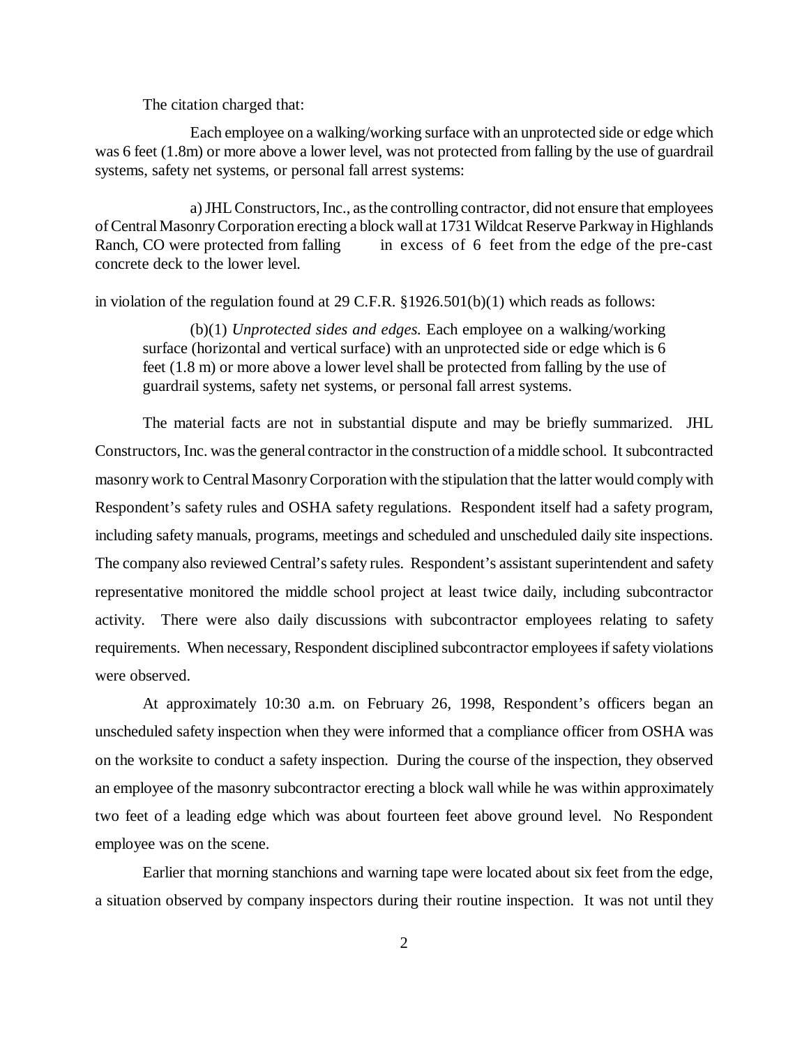The citation charged that:

Each employee on a walking/working surface with an unprotected side or edge which was 6 feet (1.8m) or more above a lower level, was not protected from falling by the use of guardrail systems, safety net systems, or personal fall arrest systems:

a) JHL Constructors, Inc., as the controlling contractor, did not ensure that employees of Central Masonry Corporation erecting a block wall at 1731 Wildcat Reserve Parkway in Highlands Ranch, CO were protected from falling in excess of 6 feet from the edge of the pre-cast concrete deck to the lower level.

in violation of the regulation found at 29 C.F.R. §1926.501(b)(1) which reads as follows:

> (b)(1) *Unprotected sides and edges.* Each employee on a walking/working surface (horizontal and vertical surface) with an unprotected side or edge which is 6 feet (1.8 m) or more above a lower level shall be protected from falling by the use of guardrail systems, safety net systems, or personal fall arrest systems.

The material facts are not in substantial dispute and may be briefly summarized. JHL Constructors, Inc. was the general contractor in the construction of a middle school. It subcontracted masonry work to Central Masonry Corporation with the stipulation that the latter would comply with Respondent's safety rules and OSHA safety regulations. Respondent itself had a safety program, including safety manuals, programs, meetings and scheduled and unscheduled daily site inspections. The company also reviewed Central's safety rules. Respondent's assistant superintendent and safety representative monitored the middle school project at least twice daily, including subcontractor activity. There were also daily discussions with subcontractor employees relating to safety requirements. When necessary, Respondent disciplined subcontractor employees if safety violations were observed.

At approximately 10:30 a.m. on February 26, 1998, Respondent's officers began an unscheduled safety inspection when they were informed that a compliance officer from OSHA was on the worksite to conduct a safety inspection. During the course of the inspection, they observed an employee of the masonry subcontractor erecting a block wall while he was within approximately two feet of a leading edge which was about fourteen feet above ground level. No Respondent employee was on the scene.

Earlier that morning stanchions and warning tape were located about six feet from the edge, a situation observed by company inspectors during their routine inspection. It was not until they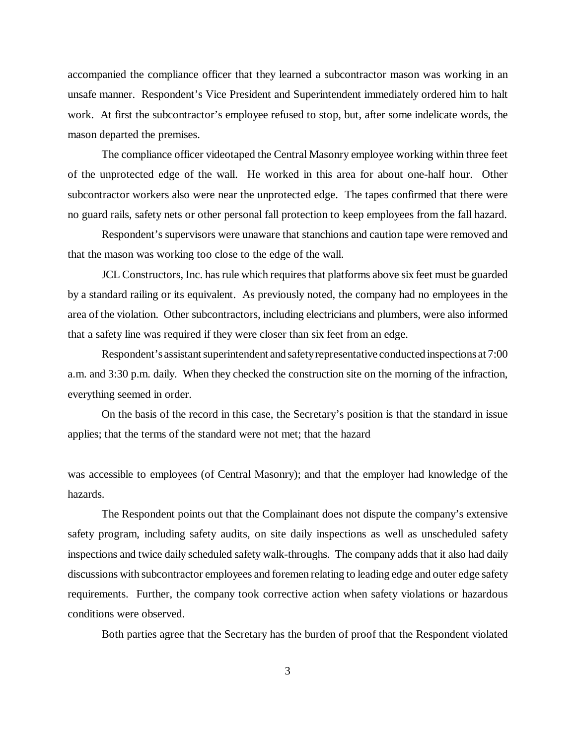accompanied the compliance officer that they learned a subcontractor mason was working in an unsafe manner. Respondent's Vice President and Superintendent immediately ordered him to halt work. At first the subcontractor's employee refused to stop, but, after some indelicate words, the mason departed the premises.

The compliance officer videotaped the Central Masonry employee working within three feet of the unprotected edge of the wall. He worked in this area for about one-half hour. Other subcontractor workers also were near the unprotected edge. The tapes confirmed that there were no guard rails, safety nets or other personal fall protection to keep employees from the fall hazard.

Respondent's supervisors were unaware that stanchions and caution tape were removed and that the mason was working too close to the edge of the wall.

JCL Constructors, Inc. has rule which requires that platforms above six feet must be guarded by a standard railing or its equivalent. As previously noted, the company had no employees in the area of the violation. Other subcontractors, including electricians and plumbers, were also informed that a safety line was required if they were closer than six feet from an edge.

Respondent's assistant superintendent and safety representative conducted inspections at 7:00 a.m. and 3:30 p.m. daily. When they checked the construction site on the morning of the infraction, everything seemed in order.

On the basis of the record in this case, the Secretary's position is that the standard in issue applies; that the terms of the standard were not met; that the hazard was accessible to employees (of Central Masonry); and that the employer had knowledge of the hazards.

The Respondent points out that the Complainant does not dispute the company's extensive safety program, including safety audits, on site daily inspections as well as unscheduled safety inspections and twice daily scheduled safety walk-throughs. The company adds that it also had daily discussions with subcontractor employees and foremen relating to leading edge and outer edge safety requirements. Further, the company took corrective action when safety violations or hazardous conditions were observed.

Both parties agree that the Secretary has the burden of proof that the Respondent violated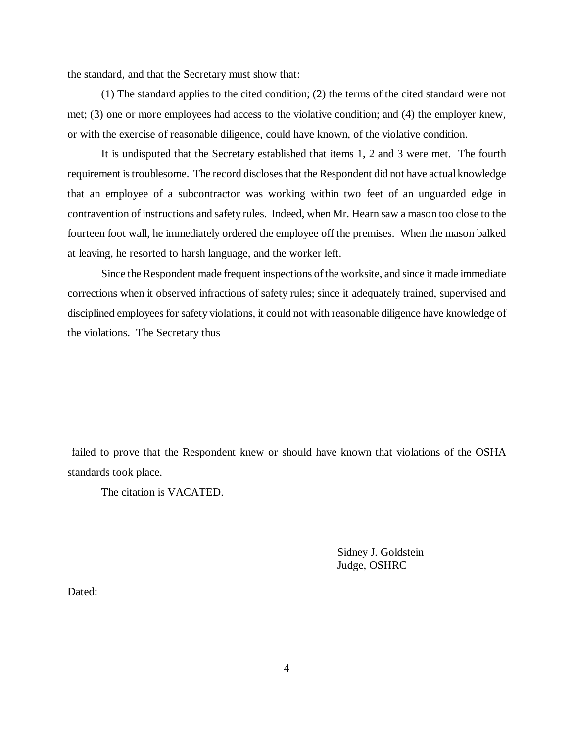the standard, and that the Secretary must show that:

(1) The standard applies to the cited condition; (2) the terms of the cited standard were not met; (3) one or more employees had access to the violative condition; and (4) the employer knew, or with the exercise of reasonable diligence, could have known, of the violative condition.

It is undisputed that the Secretary established that items 1, 2 and 3 were met. The fourth requirement is troublesome. The record discloses that the Respondent did not have actual knowledge that an employee of a subcontractor was working within two feet of an unguarded edge in contravention of instructions and safety rules. Indeed, when Mr. Hearn saw a mason too close to the fourteen foot wall, he immediately ordered the employee off the premises. When the mason balked at leaving, he resorted to harsh language, and the worker left.

Since the Respondent made frequent inspections of the worksite, and since it made immediate corrections when it observed infractions of safety rules; since it adequately trained, supervised and disciplined employees for safety violations, it could not with reasonable diligence have knowledge of the violations. The Secretary thus failed to prove that the Respondent knew or should have known that violations of the OSHA standards took place.

The citation is VACATED.

Sidney J. Goldstein
Judge, OSHRC

Dated: